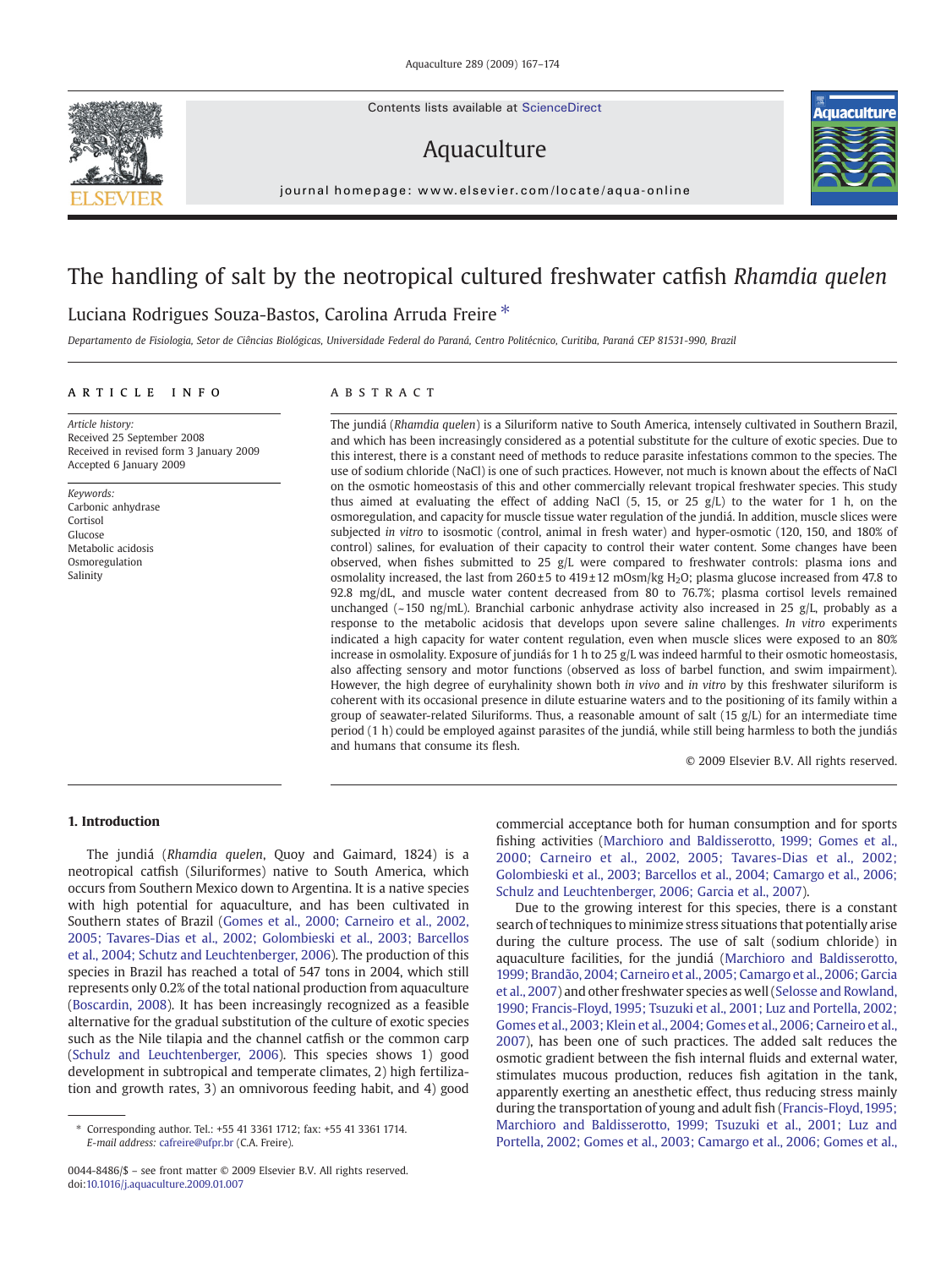Contents lists available at ScienceDirect

Aquaculture

journal homepage: www.elsevier.com/locate/aqua-online

# The handling of salt by the neotropical cultured freshwater catfish *Rhamdia quelen*

Luciana Rodrigues Souza-Bastos, Carolina Arruda Freire *

*Departamento de Fisiologia, Setor de Ciências Biológicas, Universidade Federal do Paraná, Centro Politécnico, Curitiba, Paraná CEP 81531-990, Brazil*

## ARTICLE INFO

*Article history:*
Received 25 September 2008
Received in revised form 3 January 2009
Accepted 6 January 2009

*Keywords:*
Carbonic anhydrase
Cortisol
Glucose
Metabolic acidosis
Osmoregulation
Salinity

## ABSTRACT

The jundiá (*Rhamdia quelen*) is a Siluriform native to South America, intensely cultivated in Southern Brazil, and which has been increasingly considered as a potential substitute for the culture of exotic species. Due to this interest, there is a constant need of methods to reduce parasite infestations common to the species. The use of sodium chloride (NaCl) is one of such practices. However, not much is known about the effects of NaCl on the osmotic homeostasis of this and other commercially relevant tropical freshwater species. This study thus aimed at evaluating the effect of adding NaCl (5, 15, or 25 g/L) to the water for 1 h, on the osmoregulation, and capacity for muscle tissue water regulation of the jundiá. In addition, muscle slices were subjected *in vitro* to isosmotic (control, animal in fresh water) and hyper-osmotic (120, 150, and 180% of control) salines, for evaluation of their capacity to control their water content. Some changes have been observed, when fishes submitted to 25 g/L were compared to freshwater controls: plasma ions and osmolality increased, the last from 260±5 to 419±12 mOsm/kg $H_2O$; plasma glucose increased from 47.8 to 92.8 mg/dL, and muscle water content decreased from 80 to 76.7%; plasma cortisol levels remained unchanged (~150 ng/mL). Branchial carbonic anhydrase activity also increased in 25 g/L, probably as a response to the metabolic acidosis that develops upon severe saline challenges. *In vitro* experiments indicated a high capacity for water content regulation, even when muscle slices were exposed to an 80% increase in osmolality. Exposure of jundiás for 1 h to 25 g/L was indeed harmful to their osmotic homeostasis, also affecting sensory and motor functions (observed as loss of barbel function, and swim impairment). However, the high degree of euryhalinity shown both *in vivo* and *in vitro* by this freshwater siluriform is coherent with its occasional presence in dilute estuarine waters and to the positioning of its family within a group of seawater-related Siluriforms. Thus, a reasonable amount of salt (15 g/L) for an intermediate time period (1 h) could be employed against parasites of the jundiá, while still being harmless to both the jundiás and humans that consume its flesh.

© 2009 Elsevier B.V. All rights reserved.

## 1. Introduction

The jundiá (*Rhamdia quelen*, Quoy and Gaimard, 1824) is a neotropical catfish (Siluriformes) native to South America, which occurs from Southern Mexico down to Argentina. It is a native species with high potential for aquaculture, and has been cultivated in Southern states of Brazil (Gomes et al., 2000; Carneiro et al., 2002, 2005; Tavares-Dias et al., 2002; Golombieski et al., 2003; Barcellos et al., 2004; Schutz and Leuchtenberger, 2006). The production of this species in Brazil has reached a total of 547 tons in 2004, which still represents only 0.2% of the total national production from aquaculture (Boscardin, 2008). It has been increasingly recognized as a feasible alternative for the gradual substitution of the culture of exotic species such as the Nile tilapia and the channel catfish or the common carp (Schulz and Leuchtenberger, 2006). This species shows 1) good development in subtropical and temperate climates, 2) high fertilization and growth rates, 3) an omnivorous feeding habit, and 4) good commercial acceptance both for human consumption and for sports fishing activities (Marchioro and Baldisserotto, 1999; Gomes et al., 2000; Carneiro et al., 2002, 2005; Tavares-Dias et al., 2002; Golombieski et al., 2003; Barcellos et al., 2004; Camargo et al., 2006; Schulz and Leuchtenberger, 2006; Garcia et al., 2007).

Due to the growing interest for this species, there is a constant search of techniques to minimize stress situations that potentially arise during the culture process. The use of salt (sodium chloride) in aquaculture facilities, for the jundiá (Marchioro and Baldisserotto, 1999; Brandão, 2004; Carneiro et al., 2005; Camargo et al., 2006; Garcia et al., 2007) and other freshwater species as well (Selosse and Rowland, 1990; Francis-Floyd, 1995; Tsuzuki et al., 2001; Luz and Portella, 2002; Gomes et al., 2003; Klein et al., 2004; Gomes et al., 2006; Carneiro et al., 2007), has been one of such practices. The added salt reduces the osmotic gradient between the fish internal fluids and external water, stimulates mucous production, reduces fish agitation in the tank, apparently exerting an anesthetic effect, thus reducing stress mainly during the transportation of young and adult fish (Francis-Floyd, 1995; Marchioro and Baldisserotto, 1999; Tsuzuki et al., 2001; Luz and Portella, 2002; Gomes et al., 2003; Camargo et al., 2006; Gomes et al.,

---

* Corresponding author. Tel.: +55 41 3361 1712; fax: +55 41 3361 1714.
*E-mail address:* cafreire@ufpr.br (C.A. Freire).

0044-8486/$ – see front matter © 2009 Elsevier B.V. All rights reserved.
doi:10.1016/j.aquaculture.2009.01.007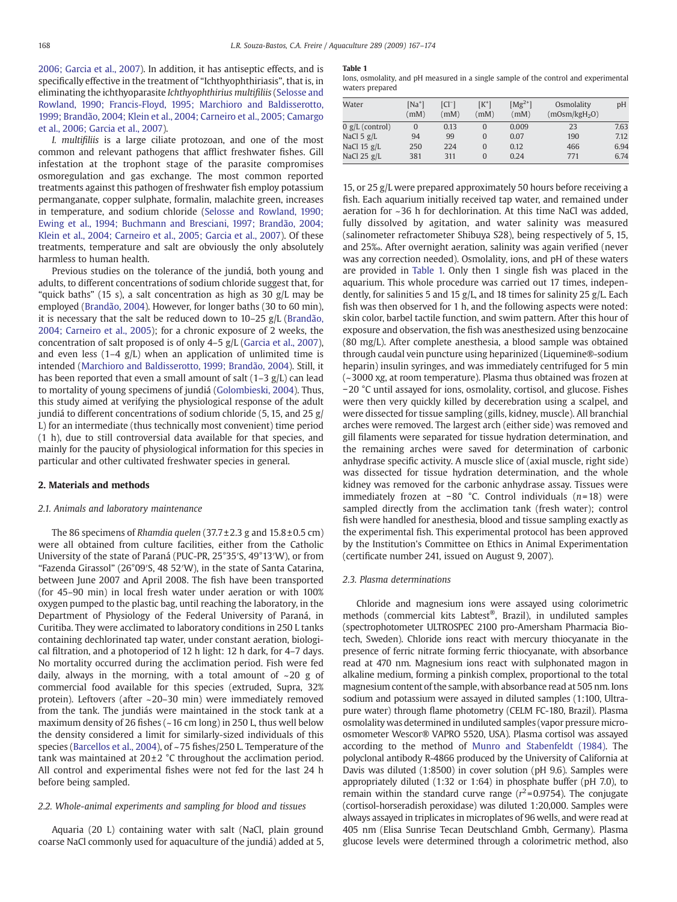2006; Garcia et al., 2007). In addition, it has antiseptic effects, and is specifically effective in the treatment of "Ichthyophthiriasis", that is, in eliminating the ichthyoparasite *Ichthyophthirius multifiliis* (Selosse and Rowland, 1990; Francis-Floyd, 1995; Marchioro and Baldisserotto, 1999; Brandão, 2004; Klein et al., 2004; Carneiro et al., 2005; Camargo et al., 2006; Garcia et al., 2007).

*I. multifiliis* is a large ciliate protozoan, and one of the most common and relevant pathogens that afflict freshwater fishes. Gill infestation at the trophont stage of the parasite compromises osmoregulation and gas exchange. The most common reported treatments against this pathogen of freshwater fish employ potassium permanganate, copper sulphate, formalin, malachite green, increases in temperature, and sodium chloride (Selosse and Rowland, 1990; Ewing et al., 1994; Buchmann and Bresciani, 1997; Brandão, 2004; Klein et al., 2004; Carneiro et al., 2005; Garcia et al., 2007). Of these treatments, temperature and salt are obviously the only absolutely harmless to human health.

Previous studies on the tolerance of the jundiá, both young and adults, to different concentrations of sodium chloride suggest that, for "quick baths" (15 s), a salt concentration as high as 30 g/L may be employed (Brandão, 2004). However, for longer baths (30 to 60 min), it is necessary that the salt be reduced down to 10–25 g/L (Brandão, 2004; Carneiro et al., 2005); for a chronic exposure of 2 weeks, the concentration of salt proposed is of only 4–5 g/L (Garcia et al., 2007), and even less (1–4 g/L) when an application of unlimited time is intended (Marchioro and Baldisserotto, 1999; Brandão, 2004). Still, it has been reported that even a small amount of salt (1–3 g/L) can lead to mortality of young specimens of jundiá (Golombieski, 2004). Thus, this study aimed at verifying the physiological response of the adult jundiá to different concentrations of sodium chloride (5, 15, and 25 g/L) for an intermediate (thus technically most convenient) time period (1 h), due to still controversial data available for that species, and mainly for the paucity of physiological information for this species in particular and other cultivated freshwater species in general.

## 2. Materials and methods

### 2.1. Animals and laboratory maintenance

The 86 specimens of *Rhamdia quelen* (37.7±2.3 g and 15.8±0.5 cm) were all obtained from culture facilities, either from the Catholic University of the state of Paraná (PUC-PR, 25°35′S, 49°13′W), or from "Fazenda Girassol" (26°09′S, 48 52′W), in the state of Santa Catarina, between June 2007 and April 2008. The fish have been transported (for 45–90 min) in local fresh water under aeration or with 100% oxygen pumped to the plastic bag, until reaching the laboratory, in the Department of Physiology of the Federal University of Paraná, in Curitiba. They were acclimated to laboratory conditions in 250 L tanks containing dechlorinated tap water, under constant aeration, biological filtration, and a photoperiod of 12 h light: 12 h dark, for 4–7 days. No mortality occurred during the acclimation period. Fish were fed daily, always in the morning, with a total amount of ~20 g of commercial food available for this species (extruded, Supra, 32% protein). Leftovers (after ~20–30 min) were immediately removed from the tank. The jundiás were maintained in the stock tank at a maximum density of 26 fishes (~16 cm long) in 250 L, thus well below the density considered a limit for similarly-sized individuals of this species (Barcellos et al., 2004), of ~75 fishes/250 L. Temperature of the tank was maintained at 20±2 °C throughout the acclimation period. All control and experimental fishes were not fed for the last 24 h before being sampled.

### 2.2. Whole-animal experiments and sampling for blood and tissues

Aquaria (20 L) containing water with salt (NaCl, plain ground coarse NaCl commonly used for aquaculture of the jundiá) added at 5, 15, or 25 g/L were prepared approximately 50 hours before receiving a fish. Each aquarium initially received tap water, and remained under aeration for ~36 h for dechlorination. At this time NaCl was added, fully dissolved by agitation, and water salinity was measured (salinometer refractometer Shibuya S28), being respectively of 5, 15, and 25‰. After overnight aeration, salinity was again verified (never was any correction needed). Osmolality, ions, and pH of these waters are provided in Table 1. Only then 1 single fish was placed in the aquarium. This whole procedure was carried out 17 times, independently, for salinities 5 and 15 g/L, and 18 times for salinity 25 g/L. Each fish was then observed for 1 h, and the following aspects were noted: skin color, barbel tactile function, and swim pattern. After this hour of exposure and observation, the fish was anesthesized using benzocaine (80 mg/L). After complete anesthesia, a blood sample was obtained through caudal vein puncture using heparinized (Liquemine®-sodium heparin) insulin syringes, and was immediately centrifuged for 5 min (~3000 xg, at room temperature). Plasma thus obtained was frozen at −20 °C until assayed for ions, osmolality, cortisol, and glucose. Fishes were then very quickly killed by decerebration using a scalpel, and were dissected for tissue sampling (gills, kidney, muscle). All branchial arches were removed. The largest arch (either side) was removed and gill filaments were separated for tissue hydration determination, and the remaining arches were saved for determination of carbonic anhydrase specific activity. A muscle slice of (axial muscle, right side) was dissected for tissue hydration determination, and the whole kidney was removed for the carbonic anhydrase assay. Tissues were immediately frozen at −80 °C. Control individuals ($n$=18) were sampled directly from the acclimation tank (fresh water); control fish were handled for anesthesia, blood and tissue sampling exactly as the experimental fish. This experimental protocol has been approved by the Institution's Committee on Ethics in Animal Experimentation (certificate number 241, issued on August 9, 2007).

**Table 1**
Ions, osmolality, and pH measured in a single sample of the control and experimental waters prepared

| Water | $[Na^+]$ (mM) | $[Cl^-]$ (mM) | $[K^+]$ (mM) | $[Mg^{2+}]$ (mM) | Osmolality (mOsm/kg$H_2O$) | pH |
|---|---|---|---|---|---|---|
| 0 g/L (control) | 0 | 0.13 | 0 | 0.009 | 23 | 7.63 |
| NaCl 5 g/L | 94 | 99 | 0 | 0.07 | 190 | 7.12 |
| NaCl 15 g/L | 250 | 224 | 0 | 0.12 | 466 | 6.94 |
| NaCl 25 g/L | 381 | 311 | 0 | 0.24 | 771 | 6.74 |

### 2.3. Plasma determinations

Chloride and magnesium ions were assayed using colorimetric methods (commercial kits Labtest®, Brazil), in undiluted samples (spectrophotometer ULTROSPEC 2100 pro-Amersham Pharmacia Biotech, Sweden). Chloride ions react with mercury thiocyanate in the presence of ferric nitrate forming ferric thiocyanate, with absorbance read at 470 nm. Magnesium ions react with sulphonated magon in alkaline medium, forming a pinkish complex, proportional to the total magnesium content of the sample, with absorbance read at 505 nm. Ions sodium and potassium were assayed in diluted samples (1:100, Ultrapure water) through flame photometry (CELM FC-180, Brazil). Plasma osmolality was determined in undiluted samples (vapor pressure micro-osmometer Wescor® VAPRO 5520, USA). Plasma cortisol was assayed according to the method of Munro and Stabenfeldt (1984). The polyclonal antibody R-4866 produced by the University of California at Davis was diluted (1:8500) in cover solution (pH 9.6). Samples were appropriately diluted (1:32 or 1:64) in phosphate buffer (pH 7.0), to remain within the standard curve range ($r^2$=0.9754). The conjugate (cortisol-horseradish peroxidase) was diluted 1:20,000. Samples were always assayed in triplicates in microplates of 96 wells, and were read at 405 nm (Elisa Sunrise Tecan Deutschland Gmbh, Germany). Plasma glucose levels were determined through a colorimetric method, also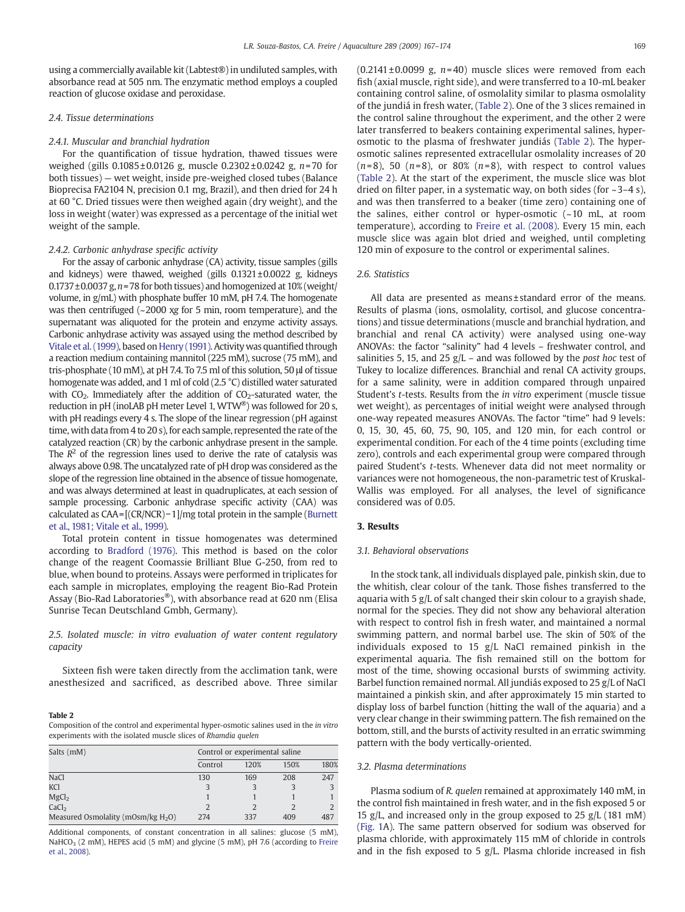using a commercially available kit (Labtest®) in undiluted samples, with absorbance read at 505 nm. The enzymatic method employs a coupled reaction of glucose oxidase and peroxidase.

### 2.4. Tissue determinations

#### 2.4.1. Muscular and branchial hydration

For the quantification of tissue hydration, thawed tissues were weighed (gills 0.1085±0.0126 g, muscle 0.2302±0.0242 g, $n$=70 for both tissues) — wet weight, inside pre-weighed closed tubes (Balance Bioprecisa FA2104 N, precision 0.1 mg, Brazil), and then dried for 24 h at 60 °C. Dried tissues were then weighed again (dry weight), and the loss in weight (water) was expressed as a percentage of the initial wet weight of the sample.

#### 2.4.2. Carbonic anhydrase specific activity

For the assay of carbonic anhydrase (CA) activity, tissue samples (gills and kidneys) were thawed, weighed (gills 0.1321±0.0022 g, kidneys 0.1737±0.0037 g, $n$=78 for both tissues) and homogenized at 10% (weight/volume, in g/mL) with phosphate buffer 10 mM, pH 7.4. The homogenate was then centrifuged (~2000 xg for 5 min, room temperature), and the supernatant was aliquoted for the protein and enzyme activity assays. Carbonic anhydrase activity was assayed using the method described by Vitale et al. (1999), based on Henry (1991). Activity was quantified through a reaction medium containing mannitol (225 mM), sucrose (75 mM), and tris-phosphate (10 mM), at pH 7.4. To 7.5 ml of this solution, 50 µl of tissue homogenate was added, and 1 ml of cold (2.5 °C) distilled water saturated with $CO_2$. Immediately after the addition of $CO_2$-saturated water, the reduction in pH (inoLAB pH meter Level 1, WTW®) was followed for 20 s, with pH readings every 4 s. The slope of the linear regression (pH against time, with data from 4 to 20 s), for each sample, represented the rate of the catalyzed reaction (CR) by the carbonic anhydrase present in the sample. The $R^2$ of the regression lines used to derive the rate of catalysis was always above 0.98. The uncatalyzed rate of pH drop was considered as the slope of the regression line obtained in the absence of tissue homogenate, and was always determined at least in quadruplicates, at each session of sample processing. Carbonic anhydrase specific activity (CAA) was calculated as CAA=[(CR/NCR)−1]/mg total protein in the sample (Burnett et al., 1981; Vitale et al., 1999).

Total protein content in tissue homogenates was determined according to Bradford (1976). This method is based on the color change of the reagent Coomassie Brilliant Blue G-250, from red to blue, when bound to proteins. Assays were performed in triplicates for each sample in microplates, employing the reagent Bio-Rad Protein Assay (Bio-Rad Laboratories®), with absorbance read at 620 nm (Elisa Sunrise Tecan Deutschland Gmbh, Germany).

### 2.5. Isolated muscle: *in vitro* evaluation of water content regulatory capacity

Sixteen fish were taken directly from the acclimation tank, were anesthesized and sacrificed, as described above. Three similar (0.2141±0.0099 g, $n$=40) muscle slices were removed from each fish (axial muscle, right side), and were transferred to a 10-mL beaker containing control saline, of osmolality similar to plasma osmolality of the jundiá in fresh water, (Table 2). One of the 3 slices remained in the control saline throughout the experiment, and the other 2 were later transferred to beakers containing experimental salines, hyper-osmotic to the plasma of freshwater jundiás (Table 2). The hyper-osmotic salines represented extracellular osmolality increases of 20 ($n$=8), 50 ($n$=8), or 80% ($n$=8), with respect to control values (Table 2). At the start of the experiment, the muscle slice was blot dried on filter paper, in a systematic way, on both sides (for ~3–4 s), and was then transferred to a beaker (time zero) containing one of the salines, either control or hyper-osmotic (~10 mL, at room temperature), according to Freire et al. (2008). Every 15 min, each muscle slice was again blot dried and weighed, until completing 120 min of exposure to the control or experimental salines.

**Table 2**
Composition of the control and experimental hyper-osmotic salines used in the *in vitro* experiments with the isolated muscle slices of *Rhamdia quelen*

| Salts (mM) | Control or experimental saline | | | |
|---|---|---|---|---|
| | Control | 120% | 150% | 180% |
| NaCl | 130 | 169 | 208 | 247 |
| KCl | 3 | 3 | 3 | 3 |
| $MgCl_2$ | 1 | 1 | 1 | 1 |
| $CaCl_2$ | 2 | 2 | 2 | 2 |
| Measured Osmolality (mOsm/kg $H_2O$) | 274 | 337 | 409 | 487 |

Additional components, of constant concentration in all salines: glucose (5 mM), $NaHCO_3$ (2 mM), HEPES acid (5 mM) and glycine (5 mM), pH 7.6 (according to Freire et al., 2008).

### 2.6. Statistics

All data are presented as means±standard error of the means. Results of plasma (ions, osmolality, cortisol, and glucose concentrations) and tissue determinations (muscle and branchial hydration, and branchial and renal CA activity) were analysed using one-way ANOVAs: the factor "salinity" had 4 levels – freshwater control, and salinities 5, 15, and 25 g/L – and was followed by the *post hoc* test of Tukey to localize differences. Branchial and renal CA activity groups, for a same salinity, were in addition compared through unpaired Student's *t*-tests. Results from the *in vitro* experiment (muscle tissue wet weight), as percentages of initial weight were analysed through one-way repeated measures ANOVAs. The factor "time" had 9 levels: 0, 15, 30, 45, 60, 75, 90, 105, and 120 min, for each control or experimental condition. For each of the 4 time points (excluding time zero), controls and each experimental group were compared through paired Student's *t*-tests. Whenever data did not meet normality or variances were not homogeneous, the non-parametric test of Kruskal-Wallis was employed. For all analyses, the level of significance considered was of 0.05.

## 3. Results

### 3.1. Behavioral observations

In the stock tank, all individuals displayed pale, pinkish skin, due to the whitish, clear colour of the tank. Those fishes transferred to the aquaria with 5 g/L of salt changed their skin colour to a grayish shade, normal for the species. They did not show any behavioral alteration with respect to control fish in fresh water, and maintained a normal swimming pattern, and normal barbel use. The skin of 50% of the individuals exposed to 15 g/L NaCl remained pinkish in the experimental aquaria. The fish remained still on the bottom for most of the time, showing occasional bursts of swimming activity. Barbel function remained normal. All jundiás exposed to 25 g/L of NaCl maintained a pinkish skin, and after approximately 15 min started to display loss of barbel function (hitting the wall of the aquaria) and a very clear change in their swimming pattern. The fish remained on the bottom, still, and the bursts of activity resulted in an erratic swimming pattern with the body vertically-oriented.

### 3.2. Plasma determinations

Plasma sodium of *R. quelen* remained at approximately 140 mM, in the control fish maintained in fresh water, and in the fish exposed 5 or 15 g/L, and increased only in the group exposed to 25 g/L (181 mM) (Fig. 1A). The same pattern observed for sodium was observed for plasma chloride, with approximately 115 mM of chloride in controls and in the fish exposed to 5 g/L. Plasma chloride increased in fish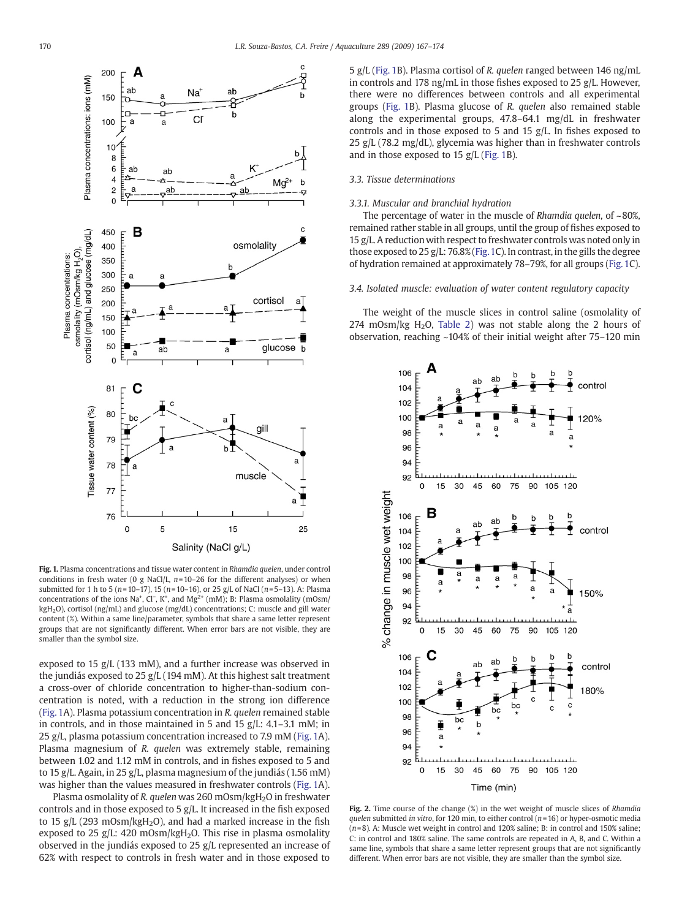Fig. 1. Plasma concentrations and tissue water content in *Rhamdia quelen*, under control conditions in fresh water (0 g NaCl/L, $n$=10–26 for the different analyses) or when submitted for 1 h to 5 ($n$=10–17), 15 ($n$=10–16), or 25 g/L of NaCl ($n$=5–13). A: Plasma concentrations of the ions $Na^+$, $Cl^-$, $K^+$, and $Mg^{2+}$ (mM); B: Plasma osmolality (mOsm/kg$H_2O$), cortisol (ng/mL) and glucose (mg/dL) concentrations; C: muscle and gill water content (%). Within a same line/parameter, symbols that share a same letter represent groups that are not significantly different. When error bars are not visible, they are smaller than the symbol size.

exposed to 15 g/L (133 mM), and a further increase was observed in the jundiás exposed to 25 g/L (194 mM). At this highest salt treatment a cross-over of chloride concentration to higher-than-sodium concentration is noted, with a reduction in the strong ion difference (Fig. 1A). Plasma potassium concentration in *R. quelen* remained stable in controls, and in those maintained in 5 and 15 g/L: 4.1–3.1 mM; in 25 g/L, plasma potassium concentration increased to 7.9 mM (Fig. 1A). Plasma magnesium of *R. quelen* was extremely stable, remaining between 1.02 and 1.12 mM in controls, and in fishes exposed to 5 and to 15 g/L. Again, in 25 g/L, plasma magnesium of the jundiás (1.56 mM) was higher than the values measured in freshwater controls (Fig. 1A).

Plasma osmolality of *R. quelen* was 260 mOsm/kg$H_2O$ in freshwater controls and in those exposed to 5 g/L. It increased in the fish exposed to 15 g/L (293 mOsm/kg$H_2O$), and had a marked increase in the fish exposed to 25 g/L: 420 mOsm/kg$H_2O$. This rise in plasma osmolality observed in the jundiás exposed to 25 g/L represented an increase of 62% with respect to controls in fresh water and in those exposed to 5 g/L (Fig. 1B). Plasma cortisol of *R. quelen* ranged between 146 ng/mL in controls and 178 ng/mL in those fishes exposed to 25 g/L. However, there were no differences between controls and all experimental groups (Fig. 1B). Plasma glucose of *R. quelen* also remained stable along the experimental groups, 47.8–64.1 mg/dL in freshwater controls and in those exposed to 5 and 15 g/L. In fishes exposed to 25 g/L (78.2 mg/dL), glycemia was higher than in freshwater controls and in those exposed to 15 g/L (Fig. 1B).

### 3.3. Tissue determinations

#### 3.3.1. Muscular and branchial hydration

The percentage of water in the muscle of *Rhamdia quelen*, of ~80%, remained rather stable in all groups, until the group of fishes exposed to 15 g/L. A reduction with respect to freshwater controls was noted only in those exposed to 25 g/L: 76.8% (Fig. 1C). In contrast, in the gills the degree of hydration remained at approximately 78–79%, for all groups (Fig. 1C).

### 3.4. Isolated muscle: evaluation of water content regulatory capacity

The weight of the muscle slices in control saline (osmolality of 274 mOsm/kg $H_2O$, Table 2) was not stable along the 2 hours of observation, reaching ~104% of their initial weight after 75–120 min

Fig. 2. Time course of the change (%) in the wet weight of muscle slices of *Rhamdia quelen* submitted *in vitro*, for 120 min, to either control ($n$=16) or hyper-osmotic media ($n$=8). A: Muscle wet weight in control and 120% saline; B: in control and 150% saline; C: in control and 180% saline. The same controls are repeated in A, B, and C. Within a same line, symbols that share a same letter represent groups that are not significantly different. When error bars are not visible, they are smaller than the symbol size.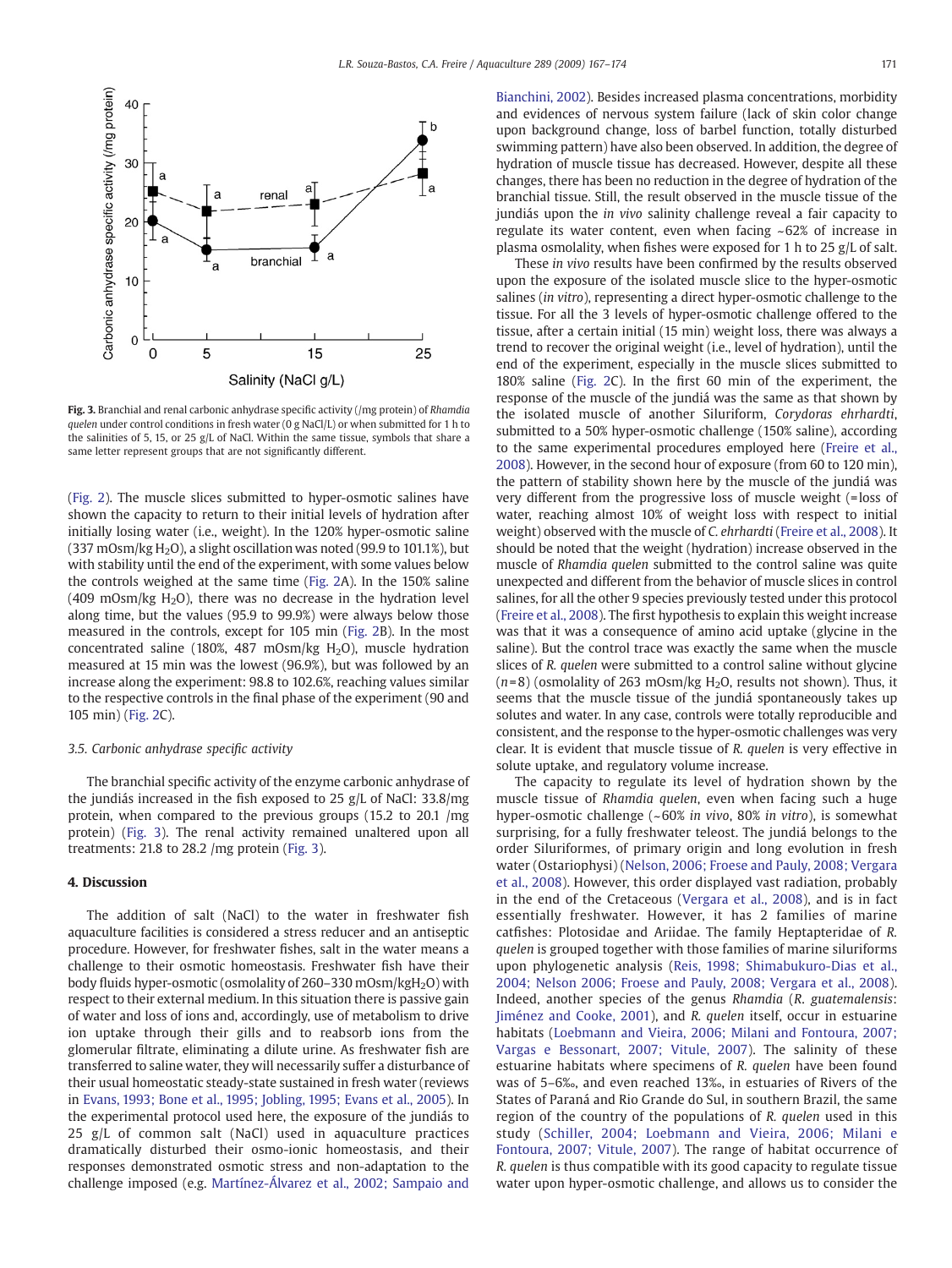Fig. 3. Branchial and renal carbonic anhydrase specific activity (/mg protein) of *Rhamdia quelen* under control conditions in fresh water (0 g NaCl/L) or when submitted for 1 h to the salinities of 5, 15, or 25 g/L of NaCl. Within the same tissue, symbols that share a same letter represent groups that are not significantly different.

(Fig. 2). The muscle slices submitted to hyper-osmotic salines have shown the capacity to return to their initial levels of hydration after initially losing water (i.e., weight). In the 120% hyper-osmotic saline (337 mOsm/kg $H_2O$), a slight oscillation was noted (99.9 to 101.1%), but with stability until the end of the experiment, with some values below the controls weighed at the same time (Fig. 2A). In the 150% saline (409 mOsm/kg $H_2O$), there was no decrease in the hydration level along time, but the values (95.9 to 99.9%) were always below those measured in the controls, except for 105 min (Fig. 2B). In the most concentrated saline (180%, 487 mOsm/kg $H_2O$), muscle hydration measured at 15 min was the lowest (96.9%), but was followed by an increase along the experiment: 98.8 to 102.6%, reaching values similar to the respective controls in the final phase of the experiment (90 and 105 min) (Fig. 2C).

### 3.5. Carbonic anhydrase specific activity

The branchial specific activity of the enzyme carbonic anhydrase of the jundiás increased in the fish exposed to 25 g/L of NaCl: 33.8/mg protein, when compared to the previous groups (15.2 to 20.1 /mg protein) (Fig. 3). The renal activity remained unaltered upon all treatments: 21.8 to 28.2 /mg protein (Fig. 3).

## 4. Discussion

The addition of salt (NaCl) to the water in freshwater fish aquaculture facilities is considered a stress reducer and an antiseptic procedure. However, for freshwater fishes, salt in the water means a challenge to their osmotic homeostasis. Freshwater fish have their body fluids hyper-osmotic (osmolality of 260–330 mOsm/kg$H_2O$) with respect to their external medium. In this situation there is passive gain of water and loss of ions and, accordingly, use of metabolism to drive ion uptake through their gills and to reabsorb ions from the glomerular filtrate, eliminating a dilute urine. As freshwater fish are transferred to saline water, they will necessarily suffer a disturbance of their usual homeostatic steady-state sustained in fresh water (reviews in Evans, 1993; Bone et al., 1995; Jobling, 1995; Evans et al., 2005). In the experimental protocol used here, the exposure of the jundiás to 25 g/L of common salt (NaCl) used in aquaculture practices dramatically disturbed their osmo-ionic homeostasis, and their responses demonstrated osmotic stress and non-adaptation to the challenge imposed (e.g. Martínez-Álvarez et al., 2002; Sampaio and Bianchini, 2002). Besides increased plasma concentrations, morbidity and evidences of nervous system failure (lack of skin color change upon background change, loss of barbel function, totally disturbed swimming pattern) have also been observed. In addition, the degree of hydration of muscle tissue has decreased. However, despite all these changes, there has been no reduction in the degree of hydration of the branchial tissue. Still, the result observed in the muscle tissue of the jundiás upon the *in vivo* salinity challenge reveal a fair capacity to regulate its water content, even when facing ~62% of increase in plasma osmolality, when fishes were exposed for 1 h to 25 g/L of salt.

These *in vivo* results have been confirmed by the results observed upon the exposure of the isolated muscle slice to the hyper-osmotic salines (*in vitro*), representing a direct hyper-osmotic challenge to the tissue. For all the 3 levels of hyper-osmotic challenge offered to the tissue, after a certain initial (15 min) weight loss, there was always a trend to recover the original weight (i.e., level of hydration), until the end of the experiment, especially in the muscle slices submitted to 180% saline (Fig. 2C). In the first 60 min of the experiment, the response of the muscle of the jundiá was the same as that shown by the isolated muscle of another Siluriform, *Corydoras ehrhardti*, submitted to a 50% hyper-osmotic challenge (150% saline), according to the same experimental procedures employed here (Freire et al., 2008). However, in the second hour of exposure (from 60 to 120 min), the pattern of stability shown here by the muscle of the jundiá was very different from the progressive loss of muscle weight (=loss of water, reaching almost 10% of weight loss with respect to initial weight) observed with the muscle of *C. ehrhardti* (Freire et al., 2008). It should be noted that the weight (hydration) increase observed in the muscle of *Rhamdia quelen* submitted to the control saline was quite unexpected and different from the behavior of muscle slices in control salines, for all the other 9 species previously tested under this protocol (Freire et al., 2008). The first hypothesis to explain this weight increase was that it was a consequence of amino acid uptake (glycine in the saline). But the control trace was exactly the same when the muscle slices of *R. quelen* were submitted to a control saline without glycine ($n=8$) (osmolality of 263 mOsm/kg $H_2O$, results not shown). Thus, it seems that the muscle tissue of the jundiá spontaneously takes up solutes and water. In any case, controls were totally reproducible and consistent, and the response to the hyper-osmotic challenges was very clear. It is evident that muscle tissue of *R. quelen* is very effective in solute uptake, and regulatory volume increase.

The capacity to regulate its level of hydration shown by the muscle tissue of *Rhamdia quelen*, even when facing such a huge hyper-osmotic challenge (~60% *in vivo*, 80% *in vitro*), is somewhat surprising, for a fully freshwater teleost. The jundiá belongs to the order Siluriformes, of primary origin and long evolution in fresh water (Ostariophysi) (Nelson, 2006; Froese and Pauly, 2008; Vergara et al., 2008). However, this order displayed vast radiation, probably in the end of the Cretaceous (Vergara et al., 2008), and is in fact essentially freshwater. However, it has 2 families of marine catfishes: Plotosidae and Ariidae. The family Heptapteridae of *R. quelen* is grouped together with those families of marine siluriforms upon phylogenetic analysis (Reis, 1998; Shimabukuro-Dias et al., 2004; Nelson 2006; Froese and Pauly, 2008; Vergara et al., 2008). Indeed, another species of the genus *Rhamdia* (*R. guatemalensis*: Jiménez and Cooke, 2001), and *R. quelen* itself, occur in estuarine habitats (Loebmann and Vieira, 2006; Milani and Fontoura, 2007; Vargas e Bessonart, 2007; Vitule, 2007). The salinity of these estuarine habitats where specimens of *R. quelen* have been found was of 5–6‰, and even reached 13‰, in estuaries of Rivers of the States of Paraná and Rio Grande do Sul, in southern Brazil, the same region of the country of the populations of *R. quelen* used in this study (Schiller, 2004; Loebmann and Vieira, 2006; Milani e Fontoura, 2007; Vitule, 2007). The range of habitat occurrence of *R. quelen* is thus compatible with its good capacity to regulate tissue water upon hyper-osmotic challenge, and allows us to consider the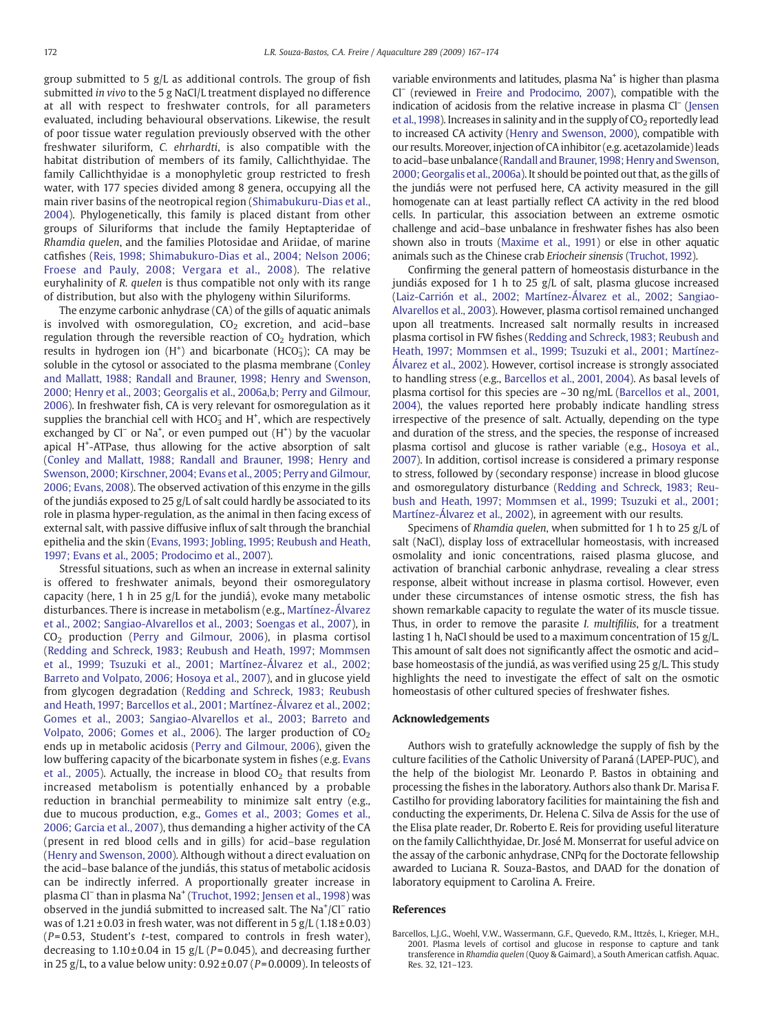group submitted to 5 g/L as additional controls. The group of fish submitted *in vivo* to the 5 g NaCl/L treatment displayed no difference at all with respect to freshwater controls, for all parameters evaluated, including behavioural observations. Likewise, the result of poor tissue water regulation previously observed with the other freshwater siluriform, *C. ehrhardti*, is also compatible with the habitat distribution of members of its family, Callichthyidae. The family Callichthyidae is a monophyletic group restricted to fresh water, with 177 species divided among 8 genera, occupying all the main river basins of the neotropical region (Shimabukuru-Dias et al., 2004). Phylogenetically, this family is placed distant from other groups of Siluriforms that include the family Heptapteridae of *Rhamdia quelen*, and the families Plotosidae and Ariidae, of marine catfishes (Reis, 1998; Shimabukuro-Dias et al., 2004; Nelson 2006; Froese and Pauly, 2008; Vergara et al., 2008). The relative euryhalinity of *R. quelen* is thus compatible not only with its range of distribution, but also with the phylogeny within Siluriforms.

The enzyme carbonic anhydrase (CA) of the gills of aquatic animals is involved with osmoregulation, $CO_2$ excretion, and acid–base regulation through the reversible reaction of $CO_2$ hydration, which results in hydrogen ion ($H^+$) and bicarbonate ($HCO_3^-$); CA may be soluble in the cytosol or associated to the plasma membrane (Conley and Mallatt, 1988; Randall and Brauner, 1998; Henry and Swenson, 2000; Henry et al., 2003; Georgalis et al., 2006a,b; Perry and Gilmour, 2006). In freshwater fish, CA is very relevant for osmoregulation as it supplies the branchial cell with $HCO_3^-$ and $H^+$, which are respectively exchanged by $Cl^-$ or $Na^+$, or even pumped out ($H^+$) by the vacuolar apical $H^+$-ATPase, thus allowing for the active absorption of salt (Conley and Mallatt, 1988; Randall and Brauner, 1998; Henry and Swenson, 2000; Kirschner, 2004; Evans et al., 2005; Perry and Gilmour, 2006; Evans, 2008). The observed activation of this enzyme in the gills of the jundiás exposed to 25 g/L of salt could hardly be associated to its role in plasma hyper-regulation, as the animal in then facing excess of external salt, with passive diffusive influx of salt through the branchial epithelia and the skin (Evans, 1993; Jobling, 1995; Reubush and Heath, 1997; Evans et al., 2005; Prodocimo et al., 2007).

Stressful situations, such as when an increase in external salinity is offered to freshwater animals, beyond their osmoregulatory capacity (here, 1 h in 25 g/L for the jundiá), evoke many metabolic disturbances. There is increase in metabolism (e.g., Martínez-Álvarez et al., 2002; Sangiao-Alvarellos et al., 2003; Soengas et al., 2007), in $CO_2$ production (Perry and Gilmour, 2006), in plasma cortisol (Redding and Schreck, 1983; Reubush and Heath, 1997; Mommsen et al., 1999; Tsuzuki et al., 2001; Martínez-Álvarez et al., 2002; Barreto and Volpato, 2006; Hosoya et al., 2007), and in glucose yield from glycogen degradation (Redding and Schreck, 1983; Reubush and Heath, 1997; Barcellos et al., 2001; Martínez-Álvarez et al., 2002; Gomes et al., 2003; Sangiao-Alvarellos et al., 2003; Barreto and Volpato, 2006; Gomes et al., 2006). The larger production of $CO_2$ ends up in metabolic acidosis (Perry and Gilmour, 2006), given the low buffering capacity of the bicarbonate system in fishes (e.g. Evans et al., 2005). Actually, the increase in blood $CO_2$ that results from increased metabolism is potentially enhanced by a probable reduction in branchial permeability to minimize salt entry (e.g., due to mucous production, e.g., Gomes et al., 2003; Gomes et al., 2006; Garcia et al., 2007), thus demanding a higher activity of the CA (present in red blood cells and in gills) for acid–base regulation (Henry and Swenson, 2000). Although without a direct evaluation on the acid–base balance of the jundiás, this status of metabolic acidosis can be indirectly inferred. A proportionally greater increase in plasma $Cl^-$ than in plasma $Na^+$ (Truchot, 1992; Jensen et al., 1998) was observed in the jundiá submitted to increased salt. The $Na^+/Cl^-$ ratio was of 1.21±0.03 in fresh water, was not different in 5 g/L (1.18±0.03) ($P$=0.53, Student's $t$-test, compared to controls in fresh water), decreasing to 1.10±0.04 in 15 g/L ($P$=0.045), and decreasing further in 25 g/L, to a value below unity: 0.92±0.07 ($P$=0.0009). In teleosts of variable environments and latitudes, plasma $Na^+$ is higher than plasma $Cl^-$ (reviewed in Freire and Prodocimo, 2007), compatible with the indication of acidosis from the relative increase in plasma $Cl^-$ (Jensen et al., 1998). Increases in salinity and in the supply of $CO_2$ reportedly lead to increased CA activity (Henry and Swenson, 2000), compatible with our results. Moreover, injection of CA inhibitor (e.g. acetazolamide) leads to acid–base unbalance (Randall and Brauner, 1998; Henry and Swenson, 2000; Georgalis et al., 2006a). It should be pointed out that, as the gills of the jundiás were not perfused here, CA activity measured in the gill homogenate can at least partially reflect CA activity in the red blood cells. In particular, this association between an extreme osmotic challenge and acid–base unbalance in freshwater fishes has also been shown also in trouts (Maxime et al., 1991) or else in other aquatic animals such as the Chinese crab *Eriocheir sinensis* (Truchot, 1992).

Confirming the general pattern of homeostasis disturbance in the jundiás exposed for 1 h to 25 g/L of salt, plasma glucose increased (Laiz-Carrión et al., 2002; Martínez-Álvarez et al., 2002; Sangiao-Alvarellos et al., 2003). However, plasma cortisol remained unchanged upon all treatments. Increased salt normally results in increased plasma cortisol in FW fishes (Redding and Schreck, 1983; Reubush and Heath, 1997; Mommsen et al., 1999; Tsuzuki et al., 2001; Martínez-Álvarez et al., 2002). However, cortisol increase is strongly associated to handling stress (e.g., Barcellos et al., 2001, 2004). As basal levels of plasma cortisol for this species are ~30 ng/mL (Barcellos et al., 2001, 2004), the values reported here probably indicate handling stress irrespective of the presence of salt. Actually, depending on the type and duration of the stress, and the species, the response of increased plasma cortisol and glucose is rather variable (e.g., Hosoya et al., 2007). In addition, cortisol increase is considered a primary response to stress, followed by (secondary response) increase in blood glucose and osmoregulatory disturbance (Redding and Schreck, 1983; Reubush and Heath, 1997; Mommsen et al., 1999; Tsuzuki et al., 2001; Martínez-Álvarez et al., 2002), in agreement with our results.

Specimens of *Rhamdia quelen*, when submitted for 1 h to 25 g/L of salt (NaCl), display loss of extracellular homeostasis, with increased osmolality and ionic concentrations, raised plasma glucose, and activation of branchial carbonic anhydrase, revealing a clear stress response, albeit without increase in plasma cortisol. However, even under these circumstances of intense osmotic stress, the fish has shown remarkable capacity to regulate the water of its muscle tissue. Thus, in order to remove the parasite *I. multifiliis*, for a treatment lasting 1 h, NaCl should be used to a maximum concentration of 15 g/L. This amount of salt does not significantly affect the osmotic and acid–base homeostasis of the jundiá, as was verified using 25 g/L. This study highlights the need to investigate the effect of salt on the osmotic homeostasis of other cultured species of freshwater fishes.

## Acknowledgements

Authors wish to gratefully acknowledge the supply of fish by the culture facilities of the Catholic University of Paraná (LAPEP-PUC), and the help of the biologist Mr. Leonardo P. Bastos in obtaining and processing the fishes in the laboratory. Authors also thank Dr. Marisa F. Castilho for providing laboratory facilities for maintaining the fish and conducting the experiments, Dr. Helena C. Silva de Assis for the use of the Elisa plate reader, Dr. Roberto E. Reis for providing useful literature on the family Callichthyidae, Dr. José M. Monserrat for useful advice on the assay of the carbonic anhydrase, CNPq for the Doctorate fellowship awarded to Luciana R. Souza-Bastos, and DAAD for the donation of laboratory equipment to Carolina A. Freire.

## References

Barcellos, L.J.G., Woehl, V.W., Wassermann, G.F., Quevedo, R.M., Ittzés, I., Krieger, M.H., 2001. Plasma levels of cortisol and glucose in response to capture and tank transference in *Rhamdia quelen* (Quoy & Gaimard), a South American catfish. Aquac. Res. 32, 121–123.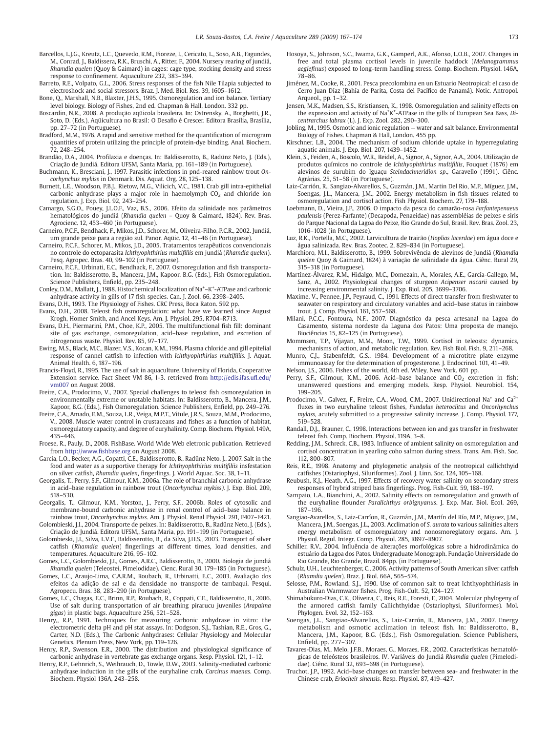Barcellos, L.J.G., Kreutz, L.C., Quevedo, R.M., Fioreze, I., Cericato, L., Soso, A.B., Fagundes, M., Conrad, J., Baldissera, R.K., Bruschi, A., Ritter, F., 2004. Nursery rearing of jundiá, *Rhamdia quelen* (Quoy & Gaimard) in cages: cage type, stocking density and stress response to confinement. Aquaculture 232, 383–394.

Barreto, R.E., Volpato, G.L., 2006. Stress responses of the fish Nile Tilapia subjected to electroshock and social stressors. Braz. J. Med. Biol. Res. 39, 1605–1612.

Bone, Q., Marshall, N.B., Blaxter, J.H.S., 1995. Osmoregulation and ion balance. Tertiary level biology. Biology of Fishes, 2nd ed. Chapman & Hall, London. 332 pp.

Boscardin, N.R., 2008. A produção aqüícola brasileira. In: Ostrensky, A., Borghetti, J.R., Soto, D. (Eds.), Aqüicultura no Brasil: O Desafio é Crescer. Editora Brasília, Brasília, pp. 27–72 (in Portuguese).

Bradford, M.M., 1976. A rapid and sensitive method for the quantification of microgram quantities of protein utilizing the principle of protein-dye binding. Anal. Biochem. 72, 248–254.

Brandão, D.A., 2004. Profilaxia e doenças. In: Baldisserotto, B., Radünz Neto, J. (Eds.), Criação de Jundiá. Editora UFSM, Santa Maria, pp. 161–189 (in Portuguese).

Buchmann, K., Bresciani, J., 1997. Parasitic infections in pnd-reared rainbow trout *Oncorhynchus mykiss* in Denmark. Dis. Aquat. Org. 28, 125–138.

Burnett, L.E., Woodson, P.B.J., Rietow, M.G., Vilicich, V.C., 1981. Crab gill intra-epithelial carbonic anhydrase plays a major role in haemolymph $CO_2$ and chloride ion regulation. J. Exp. Biol. 92, 243–254.

Camargo, S.G.O., Pouey, J.L.O.F., Vaz, B.S., 2006. Efeito da salinidade nos parâmetros hematológicos do jundiá (*Rhamdia quelen* – Quoy & Gaimard, 1824). Rev. Bras. Agrocienc. 12, 453–460 (in Portuguese).

Carneiro, P.C.F., Bendhack, F., Mikos, J.D., Schorer, M., Oliveira-Filho, P.C.R., 2002. Jundiá, um grande peixe para a região sul. Panor. Aqüic. 12, 41–46 (in Portuguese).

Carneiro, P.C.F., Schorer, M., Mikos, J.D., 2005. Tratamentos terapêuticos convencionais no controle do ectoparasita *Ichthyophthirius multifiliis* em jundiá (*Rhamdia quelen*). Pesq. Agropec. Bras. 40, 99–102 (in Portuguese).

Carneiro, P.C.F., Urbinati, E.C., Bendhack, F., 2007. Osmoregulation and fish transportation. In: Baldisserotto, B., Mancera, J.M., Kapoor, B.G. (Eds.), Fish Osmoregulation. Science Publishers, Enfield, pp. 235–248.

Conley, D.M., Mallatt, J., 1988. Histochemical localization of $Na^+$–$K^+$-ATPase and carbonic anhydrase activity in gills of 17 fish species. Can. J. Zool. 66, 2398–2405.

Evans, D.H., 1993. The Physiology of Fishes. CRC Press, Boca Raton. 592 pp.

Evans, D.H., 2008. Teleost fish osmoregulation: what have we learned since August Krogh, Homer Smith, and Ancel Keys. Am. J. Physiol. 295, R704–R713.

Evans, D.H., Piermarini, P.M., Choe, K.P., 2005. The multifunctional fish gill: dominant site of gas exchange, osmoregulation, acid–base regulation, and excretion of nitrogenous waste. Physiol. Rev. 85, 97–177.

Ewing, M.S., Black, M.C., Blazer, V.S., Kocan, K.M., 1994. Plasma chloride and gill epitelial response of cannel catfish to infection with *Ichthyophthirius multifiliis*. J. Aquat. Animal Health. 6, 187–196.

Francis-Floyd, R., 1995. The use of salt in aquaculture. University of Florida, Cooperative Extension service. Fact Sheet VM 86, 1-3. retrieved from http://edis.ifas.ufl.edu/vm007 on August 2008.

Freire, C.A., Prodocimo, V., 2007. Special challenges to teleost fish osmoregulation in environmentally extreme or unstable habitats. In: Baldisserotto, B., Mancera, J.M., Kapoor, B.G. (Eds.), Fish Osmoregulation. Science Publishers, Enfield, pp. 249–276.

Freire, C.A., Amado, E.M., Souza, L.R., Veiga, M.P.T., Vitule, J.R.S., Souza, M.M., Prodocimo, V., 2008. Muscle water control in crustaceans and fishes as a function of habitat, osmoregulatory capacity, and degree of euryhalinity. Comp. Biochem. Physiol. 149A, 435–446.

Froese, R., Pauly, D., 2008. FishBase. World Wide Web eletronic publication. Retrieved from http://www.fishbase.org on August 2008.

Garcia, L.O., Becker, A.G., Copatti, C.E., Baldisserotto, B., Radünz Neto, J., 2007. Salt in the food and water as a supportive therapy for *Ichthyophthirius multifiliis* insfestation on silver catfish, *Rhamdia quelen*, fingerlings. J. World Aquac. Soc. 38, 1–11.

Georgalis, T., Perry, S.F., Gilmour, K.M., 2006a. The role of branchial carbonic anhydrase in acid–base regulation in rainbow trout (*Oncorhynchus mykiss*). J. Exp. Biol. 209, 518–530.

Georgalis, T., Gilmour, K.M., Yorston, J., Perry, S.F., 2006b. Roles of cytosolic and membrane-bound carbonic anhydrase in renal control of acid–base balance in rainbow trout, *Oncorhynchus mykiss*. Am. J. Physiol. Renal Physiol. 291, F407–F421.

Golombieski, J.I., 2004. Transporte de peixes. In: Baldisserotto, B., Radünz Neto, J. (Eds.), Criação de Jundiá. Editora UFSM,, Santa Maria, pp. 191–199 (in Portuguese).

Golombieski, J.I., Silva, L.V.F., Baldisserotto, B., da Silva, J.H.S., 2003. Transport of silver catfish (*Rhamdia quelen*) fingerlings at different times, load densities, and temperatures. Aquaculture 216, 95–102.

Gomes, L.C., Golombieski, J.I., Gomes, A.R.C., Baldisserotto, B., 2000. Biologia de jundiá *Rhamdia quelen* (Teleostei, Pimelodidae). Cienc. Rural 30, 179–185 (in Portuguese).

Gomes, L.C., Araujo-Lima, C.A.R.M., Roubach, R., Urbinatti, E.C., 2003. Avaliação dos efeitos da adição de sal e da densidade no transporte de tambaqui. Pesqui. Agropecu. Bras. 38, 283–290 (in Portuguese).

Gomes, L.C., Chagas, E.C., Brinn, R.P., Roubach, R., Coppati, C.E., Baldisserotto, B., 2006. Use of salt during transportation of air breathing pirarucu juveniles (*Arapaima gigas*) in plastic bags. Aquaculture 256, 521–528.

Henry,, R.P., 1991. Techniques for measuring carbonic anhydrase in vitro: the electrometric delta pH and pH stat assays. In: Dodgson, S.J., Tashian, R.E., Gros, G., Carter, N.D. (Eds.), The Carbonic Anhydrases: Cellular Physiology and Molecular Genetics. Plenum Press, New York, pp. 119–126.

Henry, R.P., Swenson, E.R., 2000. The distribution and physiological significance of carbonic anhydrase in vertebrate gas exchange organs. Resp. Physiol. 121, 1–12.

Henry, R.P., Gehnrich, S., Weihrauch, D., Towle, D.W., 2003. Salinity-mediated carbonic anhydrase induction in the gills of the euryhaline crab, *Carcinus maenas*. Comp. Biochem. Physiol 136A, 243–258.

Hosoya, S., Johnson, S.C., Iwama, G.K., Gamperl, A.K., Afonso, L.O.B., 2007. Changes in free and total plasma cortisol levels in juvenile haddock (*Melanogrammus aeglefinus*) exposed to long-term handling stress. Comp. Biochem. Physiol. 146A, 78–86.

Jiménez, M., Cooke, R., 2001. Pesca precolombina en un Estuario Neotropical: el caso de Cerro Juan Díaz (Bahía de Parita, Costa del Pacífico de Panamá). Notic. Antropol. Arqueol., pp. 1–32.

Jensen, M.K., Madsen, S.S., Kristiansen, K., 1998. Osmoregulation and salinity effects on the expression and activity of $Na^+K^+$-ATPase in the gills of European Sea Bass, *Dicentrarchus labrax* (L.). J. Exp. Zool. 282, 290–300.

Jobling, M., 1995. Osmotic and ionic regulation — water and salt balance. Environmental Biology of Fishes. Chapman & Hall, London. 455 pp.

Kirschner, L.B., 2004. The mechanism of sodium chloride uptake in hyperregulating aquatic animals. J. Exp. Biol. 207, 1439–1452.

Klein, S., Feiden, A., Boscolo, W.R., Reidel, A., Signor, A., Signor, A.A., 2004. Utilização de produtos químicos no controle de *Ichthyophthirius multifiliis*, Fouquet (1876) em alevinos de surubim do Iguaçu *Steindachneridion sp*., Garavello (1991). Ciênc. Agrárias. 25, 51–58 (in Portuguese).

Laiz-Carrión, R., Sangiao-Alvarellos, S., Guzmán, J.M., Martin Del Rio, M.P., Míguez, J.M., Soengas, J.L., Mancera, J.M., 2002. Energy metabolism in fish tissues related to osmoregulation and cortisol action. Fish Physiol. Biochem. 27, 179–188.

Loebmann, D., Vieira, J.P., 2006. O impacto da pesca do camarão-rosa *Farfantepenaeus paulensis* (Perez-Farfante) (Decapoda, Penaeidae) nas assembléias de peixes e siris do Parque Nacional da Lagoa do Peixe, Rio Grande do Sul, Brasil. Rev. Bras. Zool. 23, 1016–1028 (in Portuguese).

Luz, R.K., Portella, M.C., 2002. Larvicultura de trairão (*Hoplias lacerdae*) em água doce e água salinizada. Rev. Bras. Zootec. 2, 829–834 (in Portuguese).

Marchioro, M.I., Baldisserotto, B., 1999. Sobrevivência de alevinos de Jundiá (*Rhamdia quelen* Quoy & Gaimard, 1824) à variação de salinidade da água. Ciênc. Rural 29, 315–318 (in Portuguese).

Martínez-Álvarez, R.M., Hidalgo, M.C., Domezain, A., Morales, A.E., García-Gallego, M., Sanz, A., 2002. Physiological changes of sturgeon *Acipenser nacarii* caused by increasing environmental salinity. J. Exp. Biol. 205, 3699–3706.

Maxime, V., Pennee, J.P., Peyraud, C., 1991. Effects of direct transfer from freshwater to seawater on respiratory and circulatory variables and acid–base status in rainbow trout. J. Comp. Physiol. 161, 557–568.

Milani, P.C.C., Fontoura, N.F., 2007. Diagnóstico da pesca artesanal na Lagoa do Casamento, sistema nordeste da Laguna dos Patos: Uma proposta de manejo. Biociências 15, 82–125 (in Portuguese).

Mommsen, T.P., Vijayan, M.M., Moon, T.W., 1999. Cortisol in teleosts: dynamics, mechanisms of action, and metabolic regulation. Rev. Fish Biol. Fish. 9, 211–268.

Munro, C.J., Stabenfeldt, G.S., 1984. Development of a microtitre plate enzyme immunoassay for the determination of progesterone. J. Endocrinol. 101, 41–49.

Nelson, J.S., 2006. Fishes of the world, 4th ed. Wiley, New York. 601 pp.

Perry, S.F., Gilmour, K.M., 2006. Acid–base balance and $CO_2$ excretion in fish: unanswered questions and emerging models. Resp. Physiol. Neurobiol. 154, 199–205.

Prodocimo, V., Galvez, F., Freire, C.A., Wood, C.M., 2007. Unidirectional $Na^+$ and $Ca^{2+}$ fluxes in two euryhaline teleost fishes, *Fundulus heteroclitus* and *Oncorhynchus mykiss*, acutely submitted to a progressive salinity increase. J. Comp. Physiol. 177, 519–528.

Randall, D.J., Brauner, C., 1998. Interactions between ion and gas transfer in freshwater teleost fish. Comp. Biochem. Physiol. 119A, 3–8.

Redding, J.M., Schreck, C.B., 1983. Influence of ambient salinity on osmoregulation and cortisol concentration in yearling coho salmon during stress. Trans. Am. Fish. Soc. 112, 800–807.

Reis, R.E., 1998. Anatomy and phylogenetic analysis of the neotropical callichthyid catfishes (Ostariophysi, Siluriformes). Zool. J. Linn. Soc. 124, 105–168.

Reubush, K.J., Heath, A.G., 1997. Effects of recovery water salinity on secondary stress responses of hybrid striped bass fingerlings. Prog. Fish-Cult. 59, 188–197.

Sampaio, L.A., Bianchini, A., 2002. Salinity effects on osmoregulation and growth of the euryhaline flounder *Paralichthys orbignyanus*. J. Exp. Mar. Biol. Ecol. 269, 187–196.

Sangiao-Avarellos, S., Laiz-Carríon, R., Guzmán, J.M., Martín del Río, M.P., Miguez, J.M., Mancera, J.M., Soengas, J.L., 2003. Acclimation of *S. aurata* to various salinities alters energy metabolism of osmoregulatory and nonosmoreglatory organs. Am. J. Physiol. Regul. Integr. Comp. Physiol. 285, R897–R907.

Schiller, R.V., 2004. Influência de alterações morfológicas sobre a hidrodinâmica do estuário da Lagoa dos Patos. Undergraduate Monograph. Fundação Universidade do Rio Grande, Rio Grande, Brazil. 84pp. (in Portuguese).

Schulz, U.H., Leuchtenberger, C., 2006. Activity patterns of South American silver catfish (*Rhamdia quelen*). Braz. J. Biol. 66A, 565–574.

Selosse, P.M., Rowland, S.J., 1990. Use of common salt to treat Ichthyophthiriasis in Australian Warmwater fishes. Prog. Fish-Cult. 52, 124–127.

Shimabukuro-Dias, C.K., Oliveira, C., Reis, R.E., Foresti, F., 2004. Molecular phylogeny of the armored catfish family Callichthyidae (Ostariophysi, Siluriformes). Mol. Phylogen. Evol. 32, 152–163.

Soengas, J.L., Sangiao-Alvarellos, S., Laiz-Carrón, R., Mancera, J.M., 2007. Energy metabolism and osmotic acclimation in teleost fish. In: Baldisserotto, B., Mancera, J.M., Kapoor, B.G. (Eds.), Fish Osmoregulation. Science Publishers, Enfield, pp. 277–307.

Tavares-Dias, M., Melo, J.F.B., Moraes, G., Moraes, F.R., 2002. Características hematológicas de teleósteos brasileiros. IV. Variáveis do Jundiá *Rhamdia quelen* (Pimelodidae). Ciênc. Rural 32, 693–698 (in Portuguese).

Truchot, J.P., 1992. Acid–base changes on transfer between sea- and freshwater in the Chinese crab, *Eriocheir sinensis*. Resp. Physiol. 87, 419–427.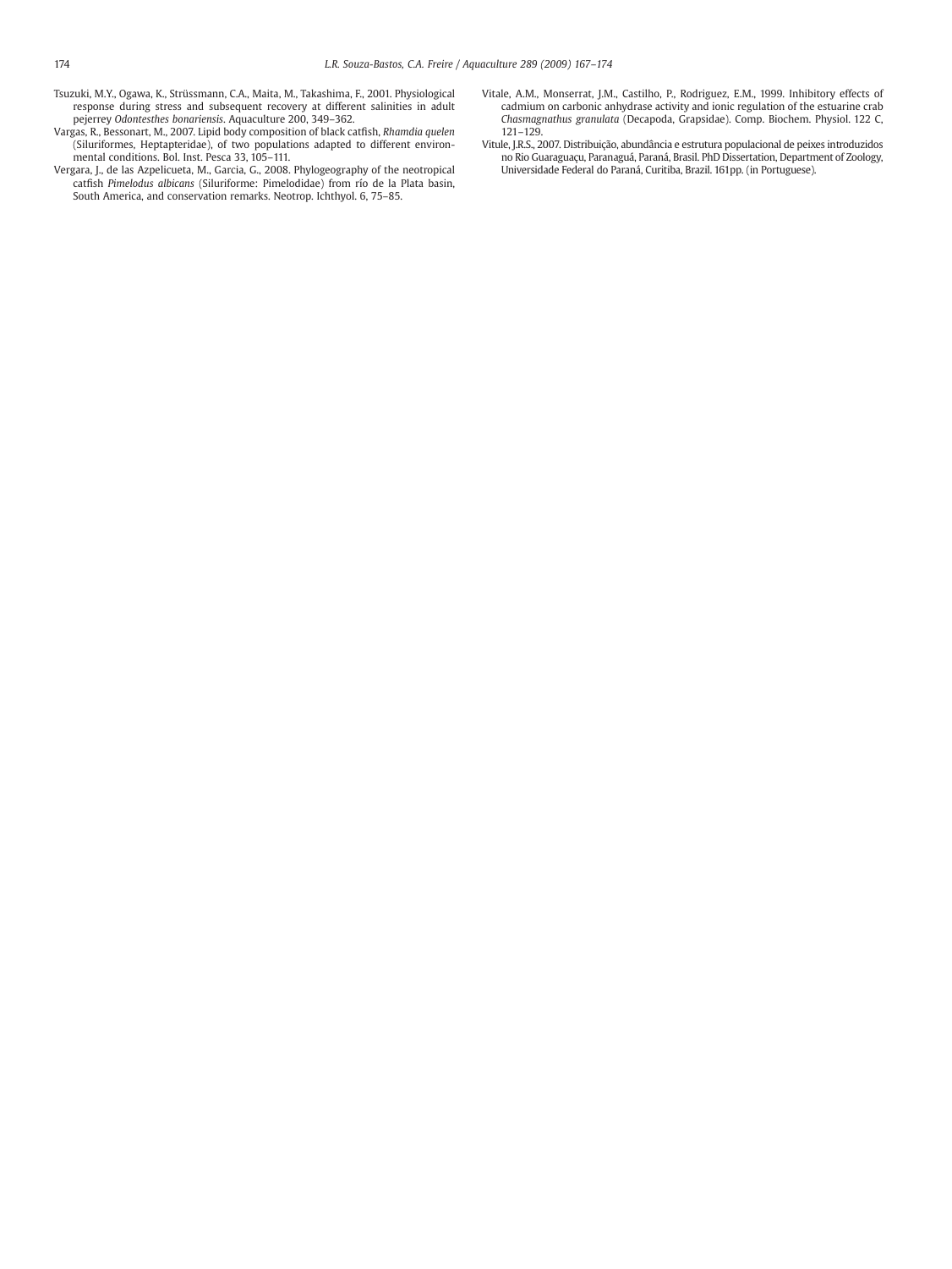Tsuzuki, M.Y., Ogawa, K., Strüssmann, C.A., Maita, M., Takashima, F., 2001. Physiological response during stress and subsequent recovery at different salinities in adult pejerrey *Odontesthes bonariensis*. Aquaculture 200, 349–362.

Vargas, R., Bessonart, M., 2007. Lipid body composition of black catfish, *Rhamdia quelen* (Siluriformes, Heptapteridae), of two populations adapted to different environmental conditions. Bol. Inst. Pesca 33, 105–111.

Vergara, J., de las Azpelicueta, M., Garcia, G., 2008. Phylogeography of the neotropical catfish *Pimelodus albicans* (Siluriforme: Pimelodidae) from río de la Plata basin, South America, and conservation remarks. Neotrop. Ichthyol. 6, 75–85.

Vitale, A.M., Monserrat, J.M., Castilho, P., Rodriguez, E.M., 1999. Inhibitory effects of cadmium on carbonic anhydrase activity and ionic regulation of the estuarine crab *Chasmagnathus granulata* (Decapoda, Grapsidae). Comp. Biochem. Physiol. 122 C, 121–129.

Vitule, J.R.S., 2007. Distribuição, abundância e estrutura populacional de peixes introduzidos no Rio Guaraguaçu, Paranaguá, Paraná, Brasil. PhD Dissertation, Department of Zoology, Universidade Federal do Paraná, Curitiba, Brazil. 161pp. (in Portuguese).